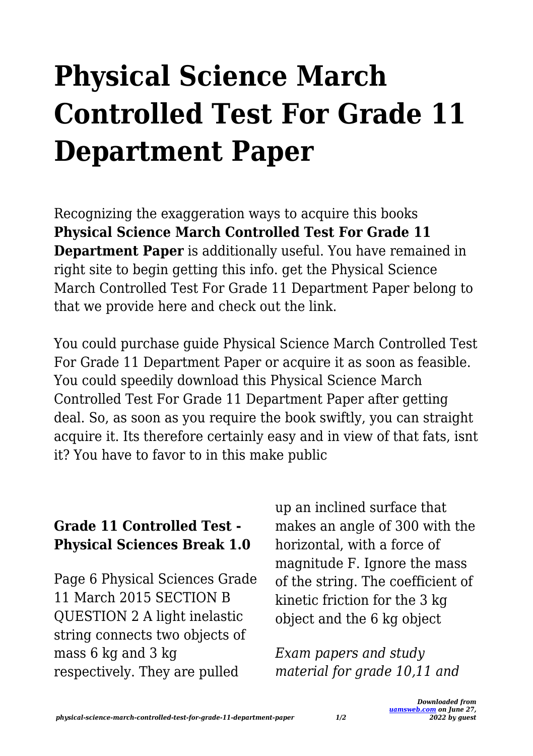# Physical Science March Controlled Test For Grade 11 Department Paper

Recognizing the exaggeration ways to acquire this books **Physical Science March Controlled Test For Grade 11 Department Paper** is additionally useful. You have remained in right site to begin getting this info. get the Physical Science March Controlled Test For Grade 11 Department Paper belong to that we provide here and check out the link.

You could purchase guide Physical Science March Controlled Test For Grade 11 Department Paper or acquire it as soon as feasible. You could speedily download this Physical Science March Controlled Test For Grade 11 Department Paper after getting deal. So, as soon as you require the book swiftly, you can straight acquire it. Its therefore certainly easy and in view of that fats, isnt it? You have to favor to in this make public

### Grade 11 Controlled Test - Physical Sciences Break 1.0

Page 6 Physical Sciences Grade 11 March 2015 SECTION B QUESTION 2 A light inelastic string connects two objects of mass 6 kg and 3 kg respectively. They are pulled up an inclined surface that makes an angle of 300 with the horizontal, with a force of magnitude F. Ignore the mass of the string. The coefficient of kinetic friction for the 3 kg object and the 6 kg object

*Exam papers and study material for grade 10,11 and*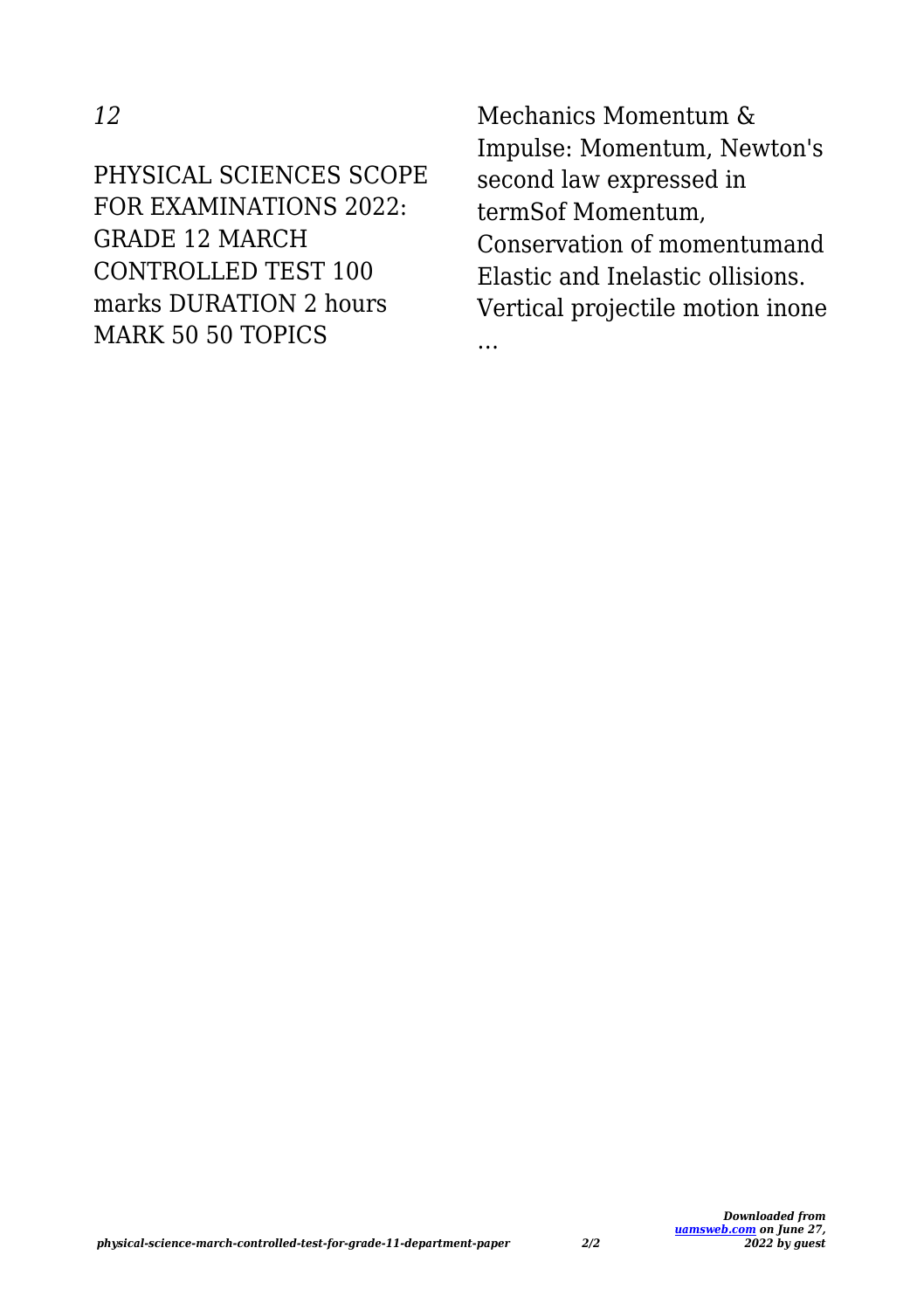*12*

PHYSICAL SCIENCES SCOPE FOR EXAMINATIONS 2022: GRADE 12 MARCH CONTROLLED TEST 100 marks DURATION 2 hours MARK 50 50 TOPICS Mechanics Momentum & Impulse: Momentum, Newton's second law expressed in termSof Momentum, Conservation of momentumand Elastic and Inelastic ollisions. Vertical projectile motion inone …